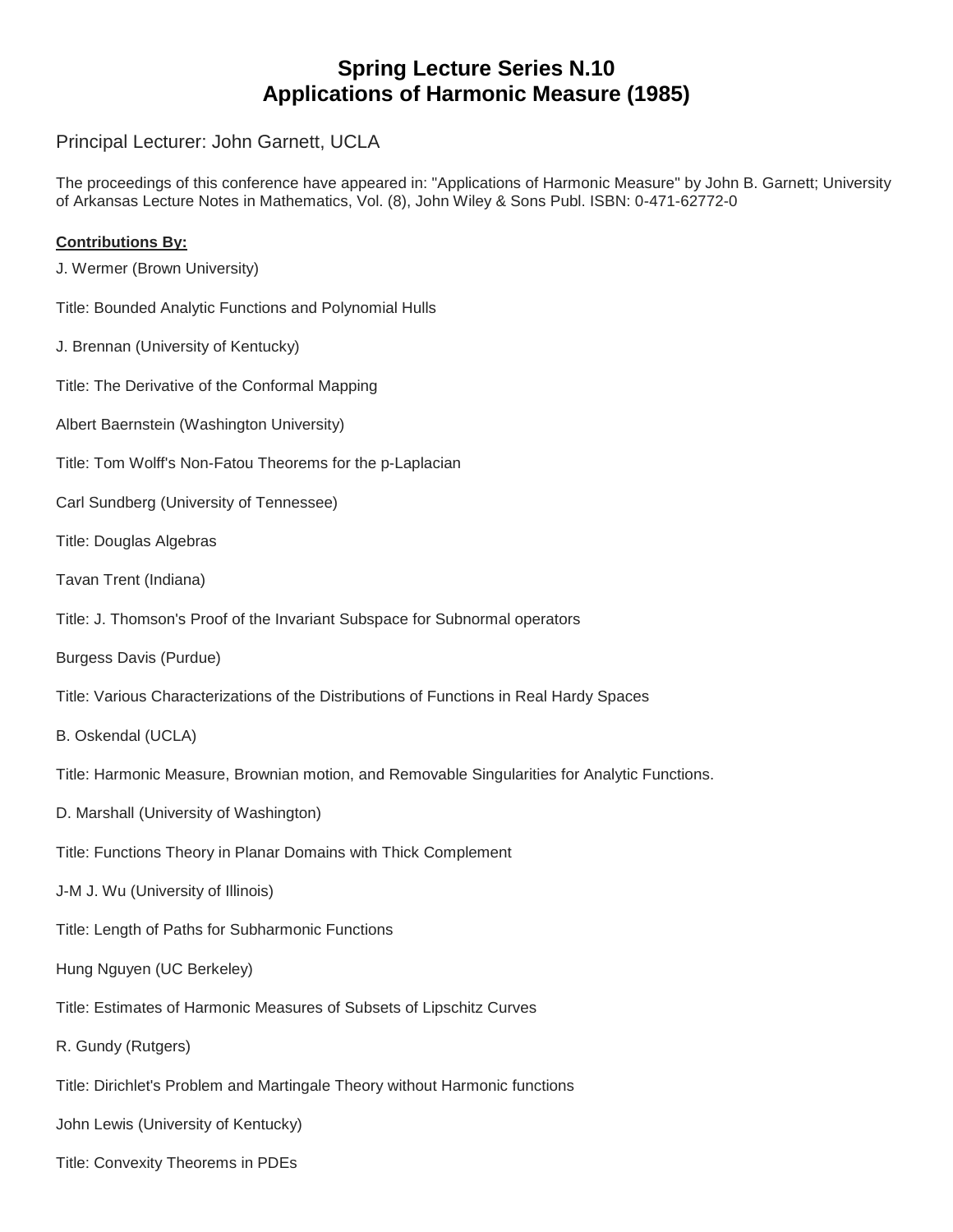# Spring Lecture Series N.10
# Applications of Harmonic Measure (1985)

Principal Lecturer: John Garnett, UCLA

The proceedings of this conference have appeared in: "Applications of Harmonic Measure" by John B. Garnett; University of Arkansas Lecture Notes in Mathematics, Vol. (8), John Wiley & Sons Publ. ISBN: 0-471-62772-0

**Contributions By:**

J. Wermer (Brown University)

Title: Bounded Analytic Functions and Polynomial Hulls

J. Brennan (University of Kentucky)

Title: The Derivative of the Conformal Mapping

Albert Baernstein (Washington University)

Title: Tom Wolff's Non-Fatou Theorems for the p-Laplacian

Carl Sundberg (University of Tennessee)

Title: Douglas Algebras

Tavan Trent (Indiana)

Title: J. Thomson's Proof of the Invariant Subspace for Subnormal operators

Burgess Davis (Purdue)

Title: Various Characterizations of the Distributions of Functions in Real Hardy Spaces

B. Oskendal (UCLA)

Title: Harmonic Measure, Brownian motion, and Removable Singularities for Analytic Functions.

D. Marshall (University of Washington)

Title: Functions Theory in Planar Domains with Thick Complement

J-M J. Wu (University of Illinois)

Title: Length of Paths for Subharmonic Functions

Hung Nguyen (UC Berkeley)

Title: Estimates of Harmonic Measures of Subsets of Lipschitz Curves

R. Gundy (Rutgers)

Title: Dirichlet's Problem and Martingale Theory without Harmonic functions

John Lewis (University of Kentucky)

Title: Convexity Theorems in PDEs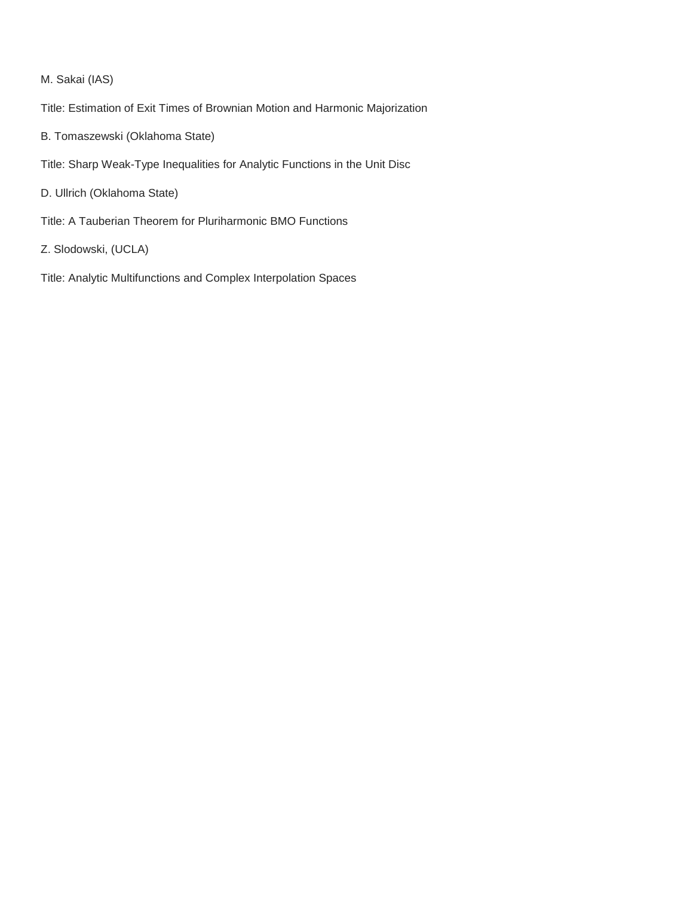M. Sakai (IAS)

Title: Estimation of Exit Times of Brownian Motion and Harmonic Majorization

B. Tomaszewski (Oklahoma State)

Title: Sharp Weak-Type Inequalities for Analytic Functions in the Unit Disc

D. Ullrich (Oklahoma State)

Title: A Tauberian Theorem for Pluriharmonic BMO Functions

Z. Slodowski, (UCLA)

Title: Analytic Multifunctions and Complex Interpolation Spaces